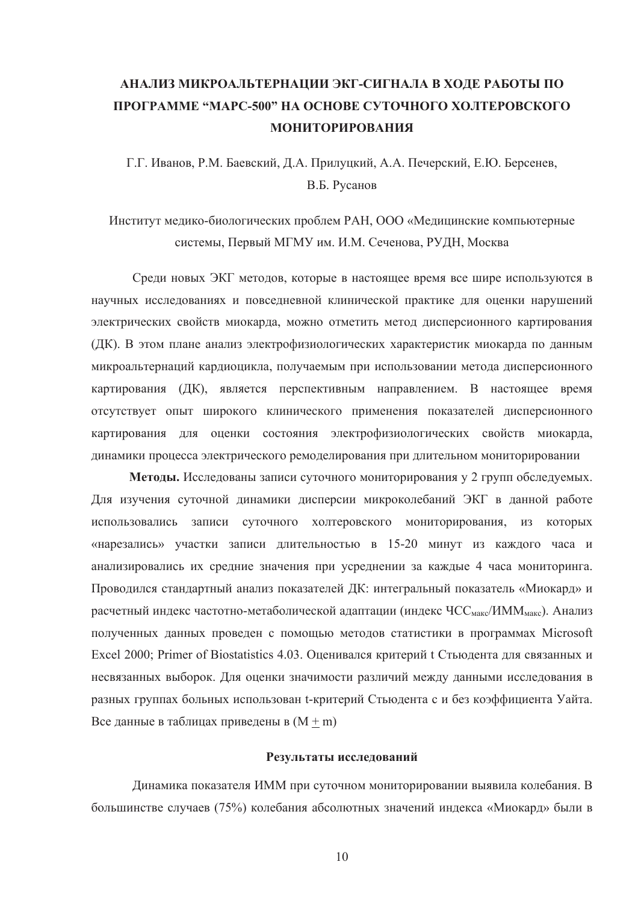# АНАЛИЗ МИКРОАЛЬТЕРНАЦИИ ЭКГ-СИГНАЛА В ХОДЕ РАБОТЫ ПО ПРОГРАММЕ "МАРС-500" НА ОСНОВЕ СУТОЧНОГО ХОЛТЕРОВСКОГО МОНИТОРИРОВАНИЯ

Г.Г. Иванов, Р.М. Баевский, Д.А. Прилуцкий, А.А. Печерский, Е.Ю. Берсенев, В.Б. Русанов

Институт медико-биологических проблем РАН, ООО «Медицинские компьютерные системы, Первый МГМУ им. И.М. Сеченова, РУДН, Москва

Среди новых ЭКГ методов, которые в настоящее время все шире используются в научных исследованиях и повседневной клинической практике для оценки нарушений электрических свойств миокарда, можно отметить метод дисперсионного картирования (ДК). В этом плане анализ электрофизиологических характеристик миокарда по данным микроальтернаций кардиоцикла, получаемым при использовании метода дисперсионного картирования (ДК), является перспективным направлением. В настоящее время отсутствует опыт широкого клинического применения показателей дисперсионного картирования для оценки состояния электрофизиологических свойств миокарда, динамики процесса электрического ремоделирования при длительном мониторировании

**Методы.** Исследованы записи суточного мониторирования у 2 групп обследуемых. Для изучения суточной динамики дисперсии микроколебаний ЭКГ в данной работе использовались записи суточного холтеровского мониторирования, из которых «нарезались» участки записи длительностью в 15-20 минут из каждого часа и анализировались их средние значения при усреднении за каждые 4 часа мониторинга. Проводился стандартный анализ показателей ДК: интегральный показатель «Миокард» и расчетный индекс частотно-метаболической адаптации (индекс $ЧСС_{макс}/ИММ_{макс}$). Анализ полученных данных проведен с помощью методов статистики в программах Microsoft Excel 2000; Primer of Biostatistics 4.03. Оценивался критерий t Стьюдента для связанных и несвязанных выборок. Для оценки значимости различий между данными исследования в разных группах больных использован t-критерий Стьюдента с и без коэффициента Уайта. Все данные в таблицах приведены в ($M \pm m$)

### Результаты исследований

Динамика показателя ИММ при суточном мониторировании выявила колебания. В большинстве случаев (75%) колебания абсолютных значений индекса «Миокард» были в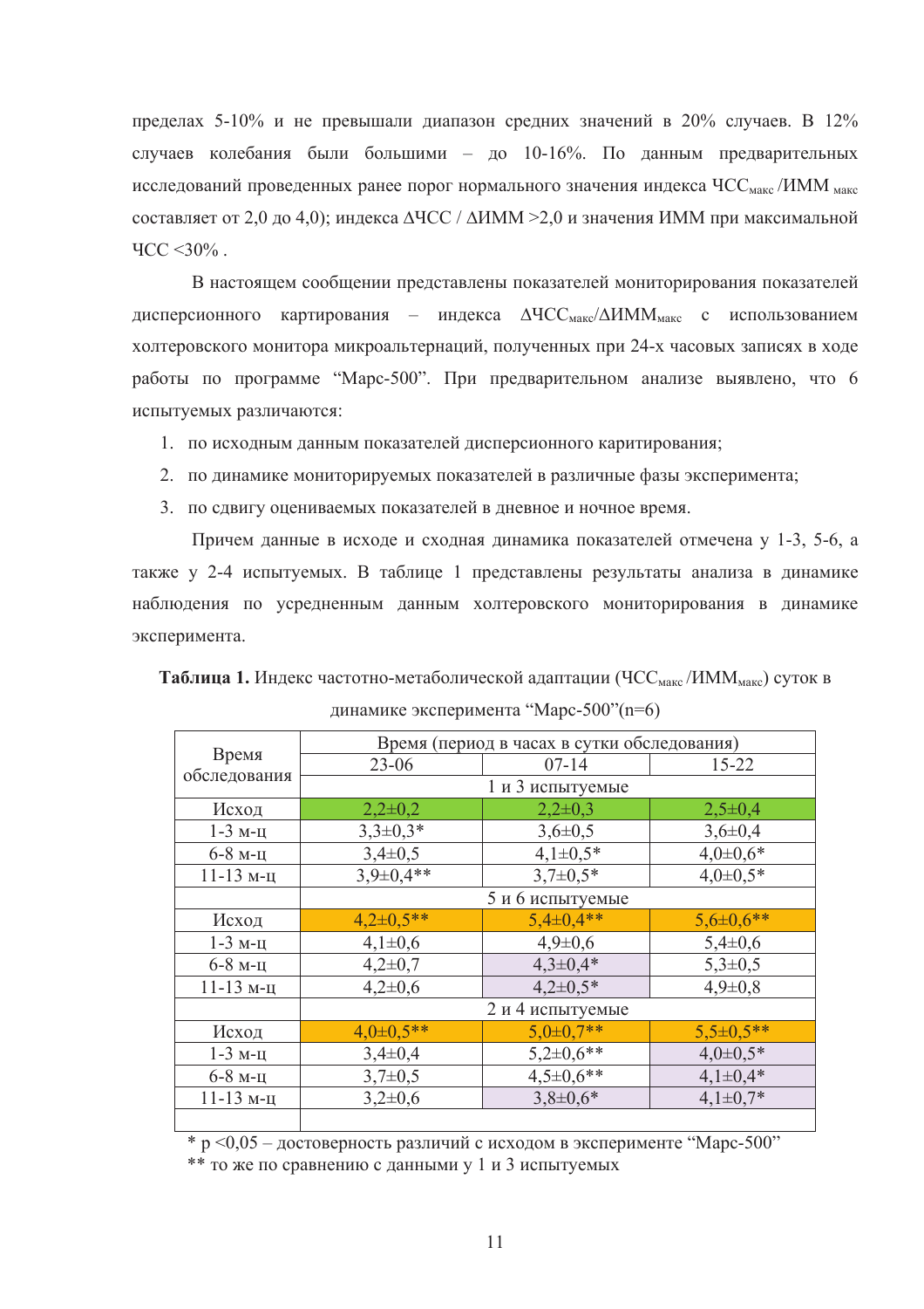пределах 5-10% и не превышали диапазон средних значений в 20% случаев. В 12% случаев колебания были большими – до 10-16%. По данным предварительных исследований проведенных ранее порог нормального значения индекса $ЧСС_{макс}$ /$ИММ_{макс}$ составляет от 2,0 до 4,0); индекса ΔЧСС / ΔИММ >2,0 и значения ИММ при максимальной ЧСС <30% .

В настоящем сообщении представлены показателей мониторирования показателей дисперсионного картирования – индекса $ΔЧСС_{макс}$/$ΔИММ_{макс}$ с использованием холтеровского монитора микроальтернаций, полученных при 24-х часовых записях в ходе работы по программе "Марс-500". При предварительном анализе выявлено, что 6 испытуемых различаются:

1. по исходным данным показателей дисперсионного каритирования;
2. по динамике мониторируемых показателей в различные фазы эксперимента;
3. по сдвигу оцениваемых показателей в дневное и ночное время.

Причем данные в исходе и сходная динамика показателей отмечена у 1-3, 5-6, а также у 2-4 испытуемых. В таблице 1 представлены результаты анализа в динамике наблюдения по усредненным данным холтеровского мониторирования в динамике эксперимента.

**Таблица 1.** Индекс частотно-метаболической адаптации ($ЧСС_{макс}$ /$ИММ_{макс}$) суток в динамике эксперимента "Марс-500"(n=6)

| Время обследования | Время (период в часах в сутки обследования) | | |
|---|---|---|---|
| | 23-06 | 07-14 | 15-22 |
| | 1 и 3 испытуемые | | |
| Исход | 2,2±0,2 | 2,2±0,3 | 2,5±0,4 |
| 1-3 м-ц | 3,3±0,3* | 3,6±0,5 | 3,6±0,4 |
| 6-8 м-ц | 3,4±0,5 | 4,1±0,5* | 4,0±0,6* |
| 11-13 м-ц | 3,9±0,4** | 3,7±0,5* | 4,0±0,5* |
| | 5 и 6 испытуемые | | |
| Исход | 4,2±0,5** | 5,4±0,4** | 5,6±0,6** |
| 1-3 м-ц | 4,1±0,6 | 4,9±0,6 | 5,4±0,6 |
| 6-8 м-ц | 4,2±0,7 | 4,3±0,4* | 5,3±0,5 |
| 11-13 м-ц | 4,2±0,6 | 4,2±0,5* | 4,9±0,8 |
| | 2 и 4 испытуемые | | |
| Исход | 4,0±0,5** | 5,0±0,7** | 5,5±0,5** |
| 1-3 м-ц | 3,4±0,4 | 5,2±0,6** | 4,0±0,5* |
| 6-8 м-ц | 3,7±0,5 | 4,5±0,6** | 4,1±0,4* |
| 11-13 м-ц | 3,2±0,6 | 3,8±0,6* | 4,1±0,7* |

\* $p < 0,05$ – достоверность различий с исходом в эксперименте "Марс-500"

\*\* то же по сравнению с данными у 1 и 3 испытуемых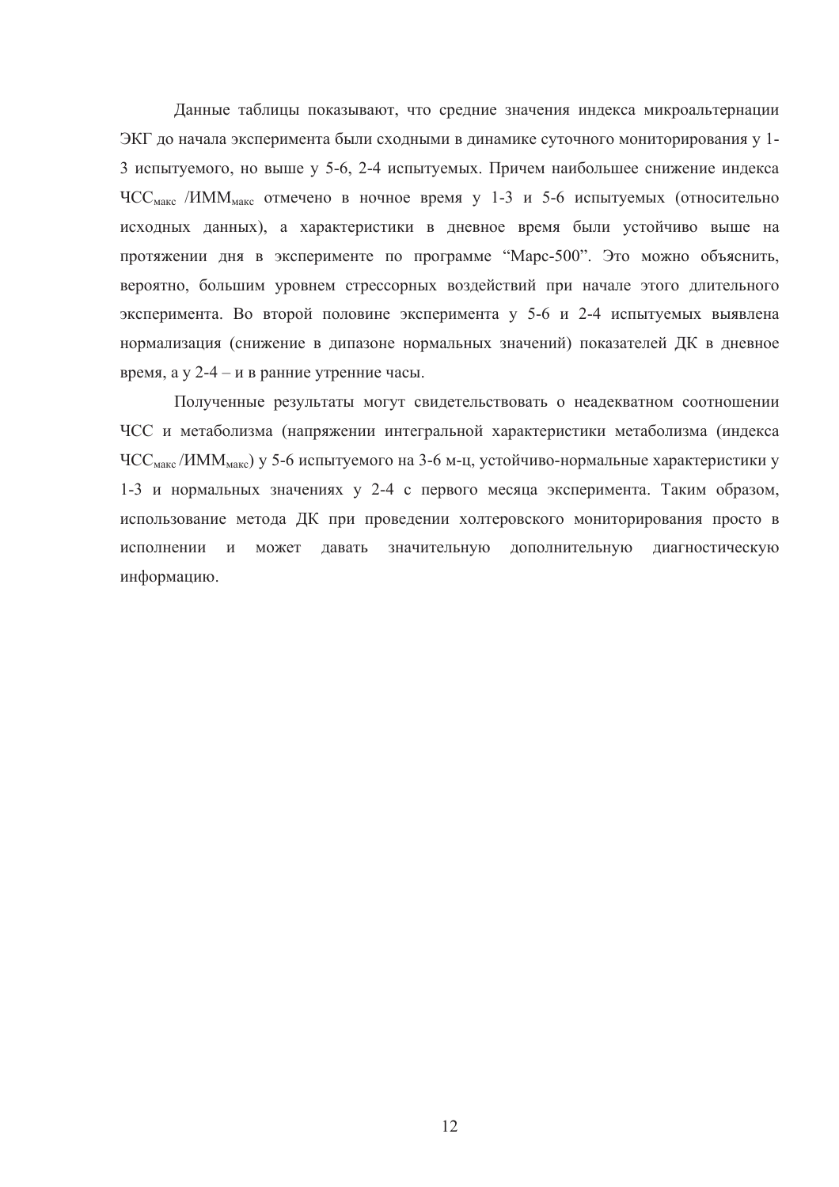Данные таблицы показывают, что средние значения индекса микроальтернации ЭКГ до начала эксперимента были сходными в динамике суточного мониторирования у 1-3 испытуемого, но выше у 5-6, 2-4 испытуемых. Причем наибольшее снижение индекса $ЧСС_{макс}$ /$ИММ_{макс}$ отмечено в ночное время у 1-3 и 5-6 испытуемых (относительно исходных данных), а характеристики в дневное время были устойчиво выше на протяжении дня в эксперименте по программе "Марс-500". Это можно объяснить, вероятно, большим уровнем стрессорных воздействий при начале этого длительного эксперимента. Во второй половине эксперимента у 5-6 и 2-4 испытуемых выявлена нормализация (снижение в дипазоне нормальных значений) показателей ДК в дневное время, а у 2-4 – и в ранние утренние часы.

Полученные результаты могут свидетельствовать о неадекватном соотношении ЧСС и метаболизма (напряжении интегральной характеристики метаболизма (индекса $ЧСС_{макс}$/$ИММ_{макс}$) у 5-6 испытуемого на 3-6 м-ц, устойчиво-нормальные характеристики у 1-3 и нормальных значениях у 2-4 с первого месяца эксперимента. Таким образом, использование метода ДК при проведении холтеровского мониторирования просто в исполнении и может давать значительную дополнительную диагностическую информацию.